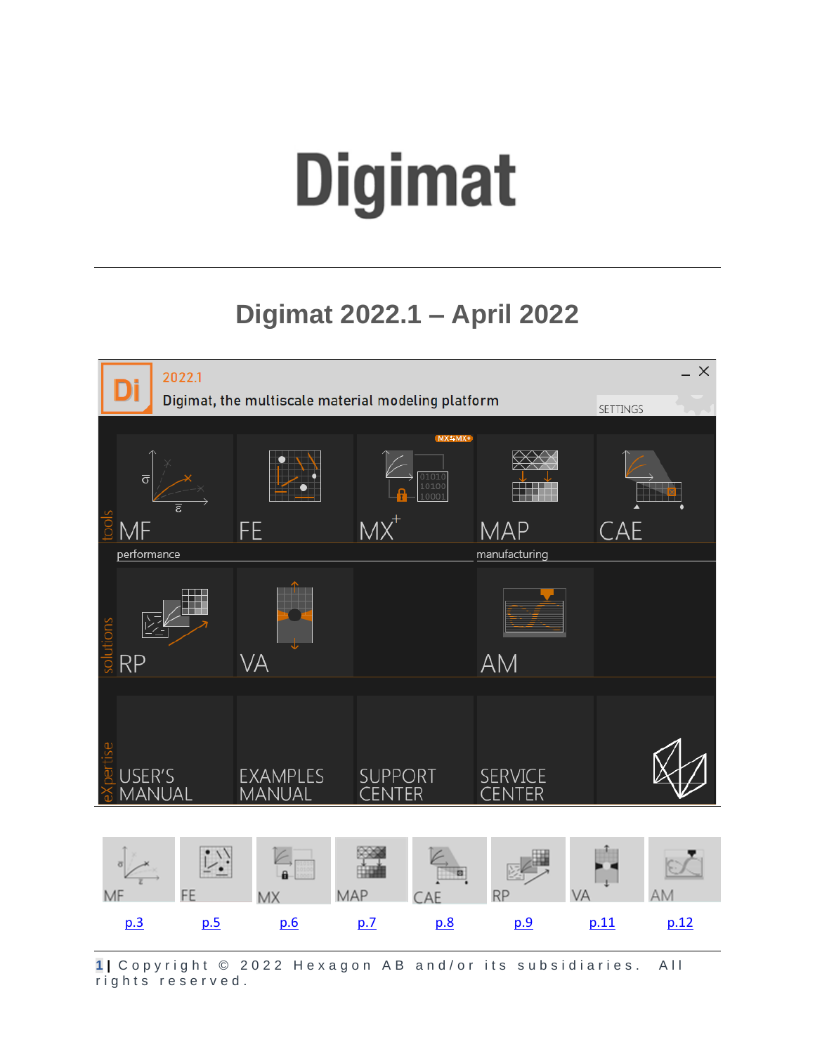# Digimat

## Digimat 2022.1 – April 2022

| MF | FE | MX | MAP | CAE | RP | VA | AM |
|---|---|---|---|---|---|---|---|
| p.3 | p.5 | p.6 | p.7 | p.8 | p.9 | p.11 | p.12 |

Copyright © 2022 Hexagon AB and/or its subsidiaries. All rights reserved.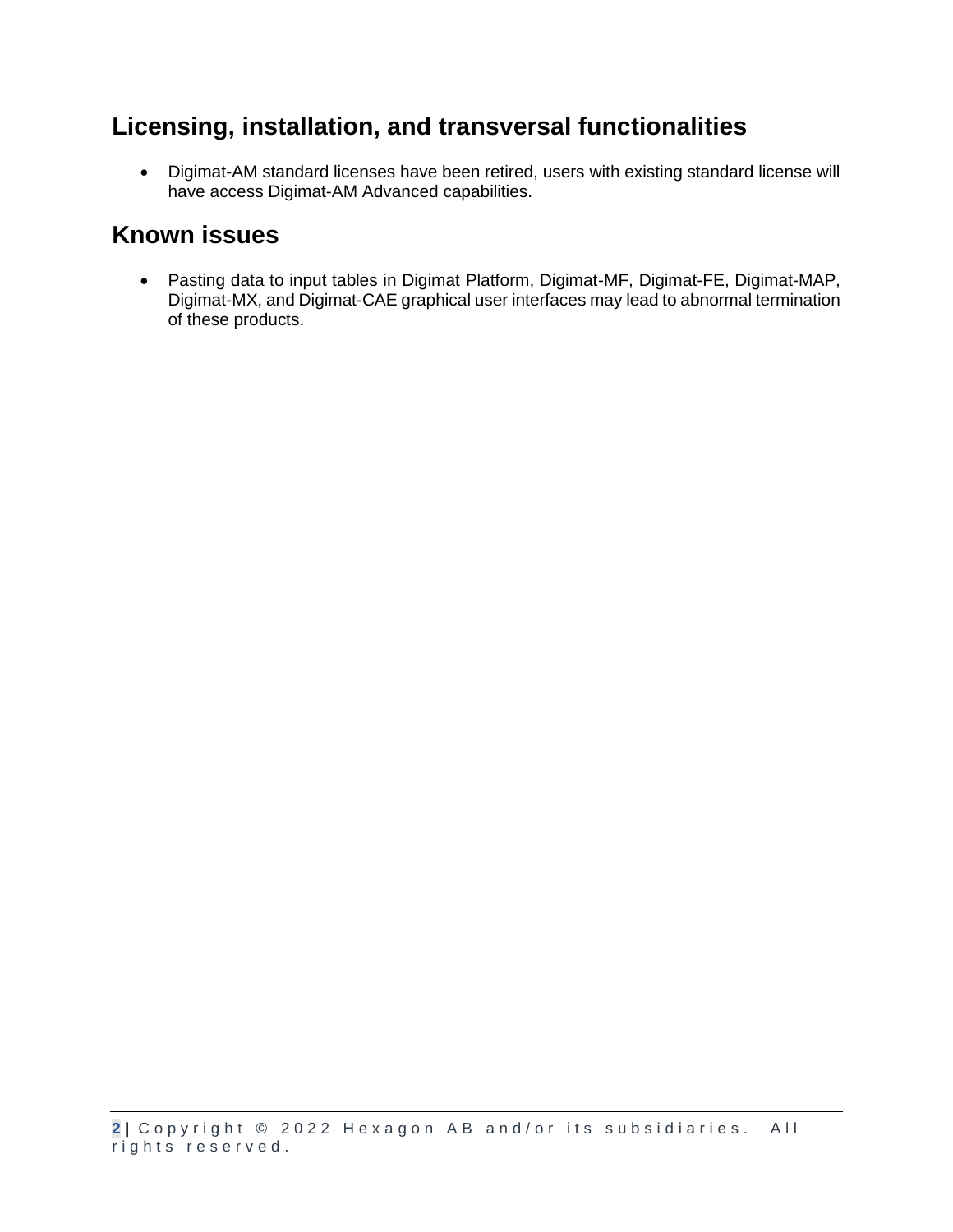## Licensing, installation, and transversal functionalities

- Digimat-AM standard licenses have been retired, users with existing standard license will have access Digimat-AM Advanced capabilities.

## Known issues

- Pasting data to input tables in Digimat Platform, Digimat-MF, Digimat-FE, Digimat-MAP, Digimat-MX, and Digimat-CAE graphical user interfaces may lead to abnormal termination of these products.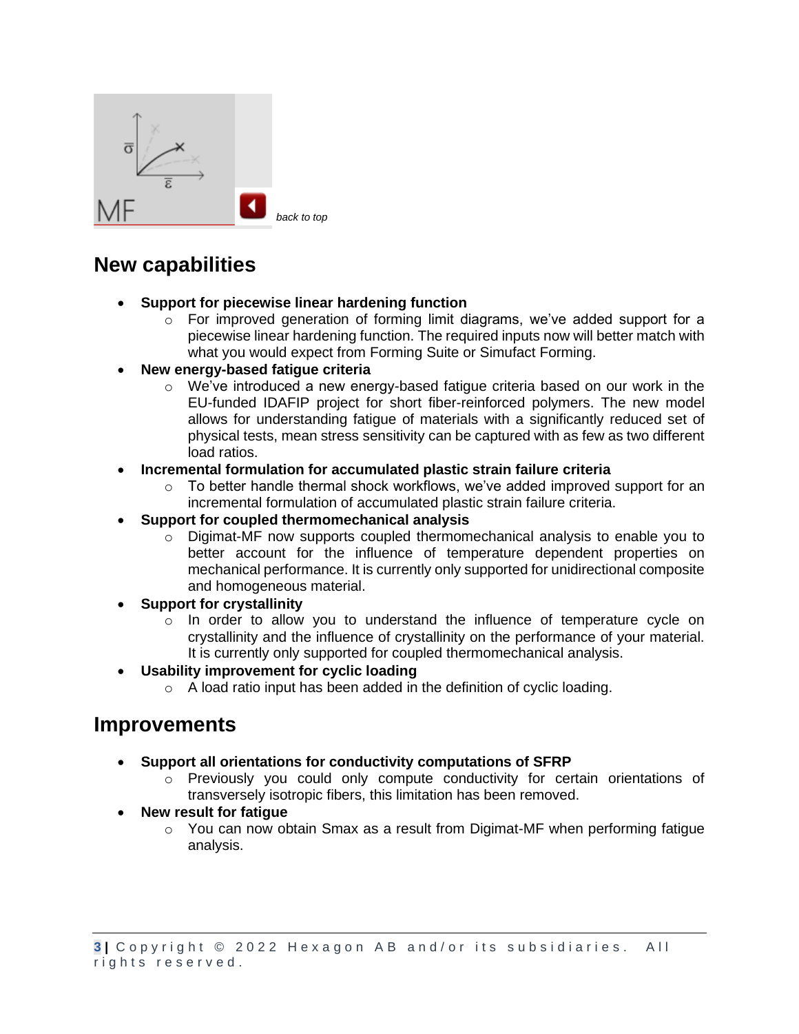MF

*back to top*

## New capabilities

- **Support for piecewise linear hardening function**
  - For improved generation of forming limit diagrams, we've added support for a piecewise linear hardening function. The required inputs now will better match with what you would expect from Forming Suite or Simufact Forming.
- **New energy-based fatigue criteria**
  - We've introduced a new energy-based fatigue criteria based on our work in the EU-funded IDAFIP project for short fiber-reinforced polymers. The new model allows for understanding fatigue of materials with a significantly reduced set of physical tests, mean stress sensitivity can be captured with as few as two different load ratios.
- **Incremental formulation for accumulated plastic strain failure criteria**
  - To better handle thermal shock workflows, we've added improved support for an incremental formulation of accumulated plastic strain failure criteria.
- **Support for coupled thermomechanical analysis**
  - Digimat-MF now supports coupled thermomechanical analysis to enable you to better account for the influence of temperature dependent properties on mechanical performance. It is currently only supported for unidirectional composite and homogeneous material.
- **Support for crystallinity**
  - In order to allow you to understand the influence of temperature cycle on crystallinity and the influence of crystallinity on the performance of your material. It is currently only supported for coupled thermomechanical analysis.
- **Usability improvement for cyclic loading**
  - A load ratio input has been added in the definition of cyclic loading.

## Improvements

- **Support all orientations for conductivity computations of SFRP**
  - Previously you could only compute conductivity for certain orientations of transversely isotropic fibers, this limitation has been removed.
- **New result for fatigue**
  - You can now obtain Smax as a result from Digimat-MF when performing fatigue analysis.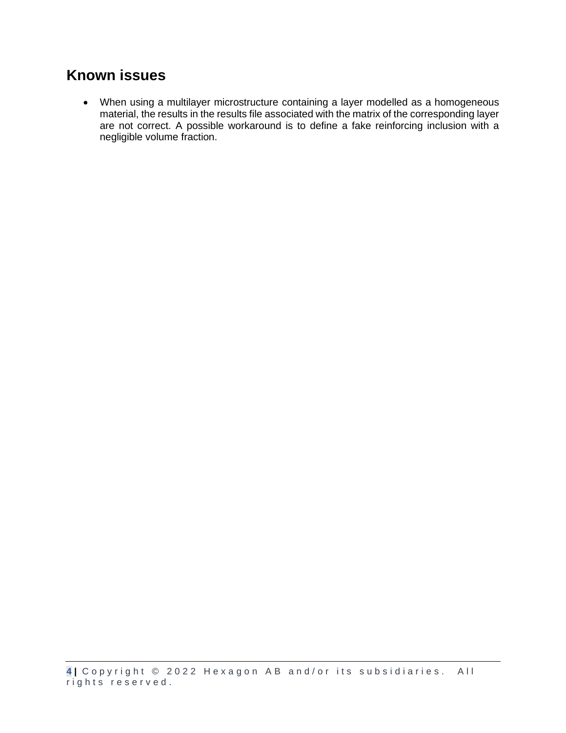## Known issues

- When using a multilayer microstructure containing a layer modelled as a homogeneous material, the results in the results file associated with the matrix of the corresponding layer are not correct. A possible workaround is to define a fake reinforcing inclusion with a negligible volume fraction.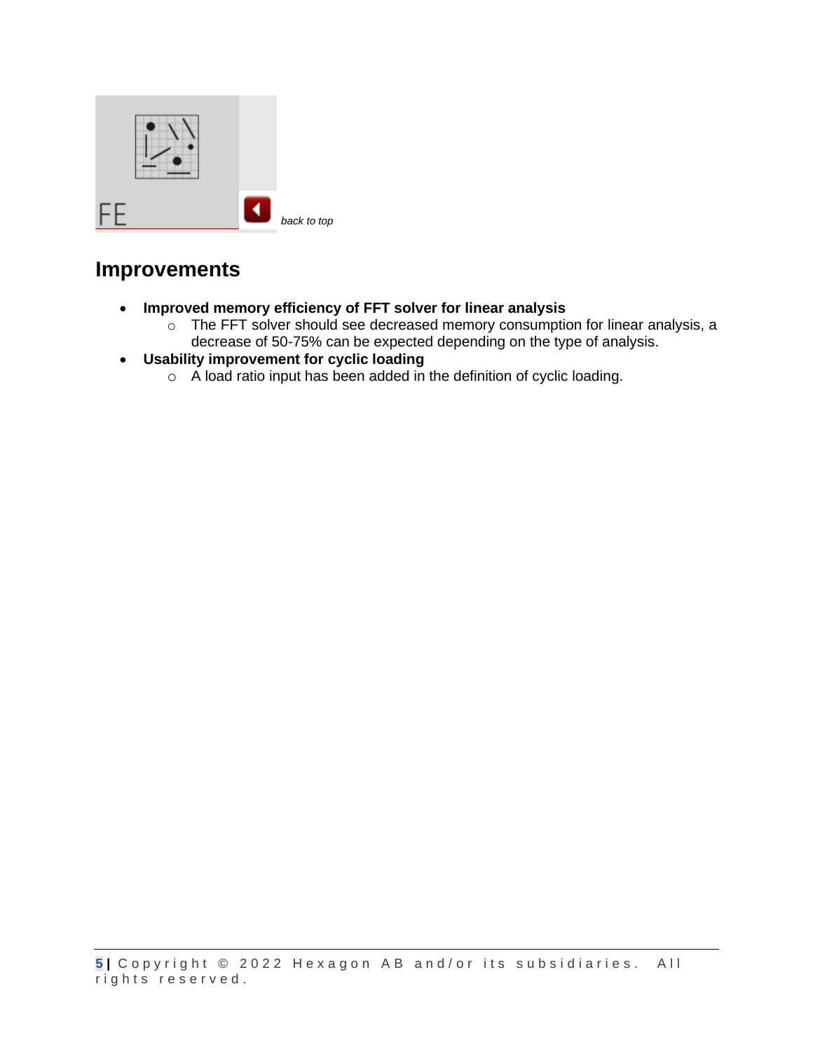FE

*back to top*

## Improvements

- **Improved memory efficiency of FFT solver for linear analysis**
    - The FFT solver should see decreased memory consumption for linear analysis, a decrease of 50-75% can be expected depending on the type of analysis.
- **Usability improvement for cyclic loading**
    - A load ratio input has been added in the definition of cyclic loading.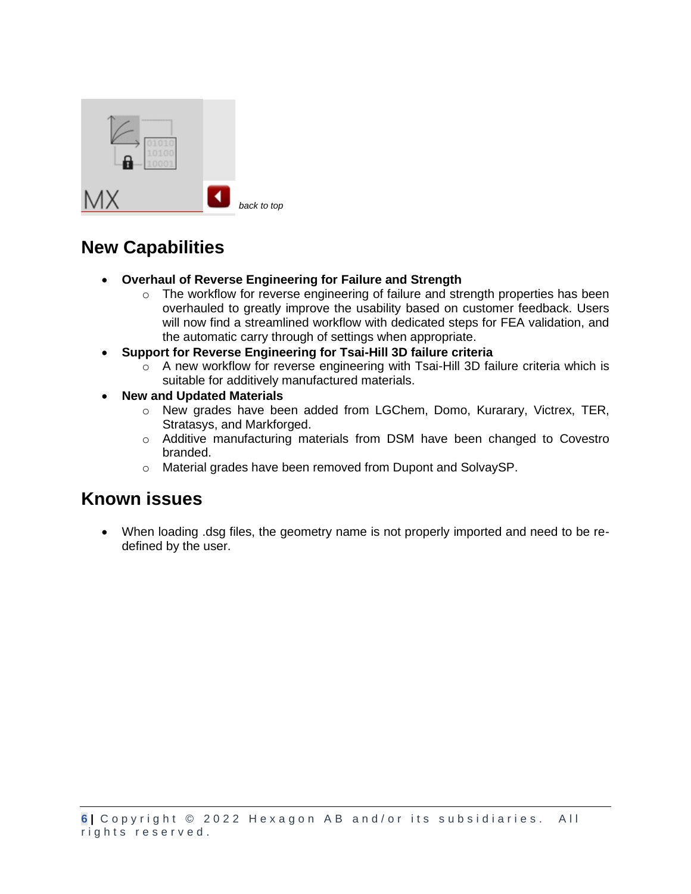MX

back to top

## New Capabilities

- **Overhaul of Reverse Engineering for Failure and Strength**
    - The workflow for reverse engineering of failure and strength properties has been overhauled to greatly improve the usability based on customer feedback. Users will now find a streamlined workflow with dedicated steps for FEA validation, and the automatic carry through of settings when appropriate.
- **Support for Reverse Engineering for Tsai-Hill 3D failure criteria**
    - A new workflow for reverse engineering with Tsai-Hill 3D failure criteria which is suitable for additively manufactured materials.
- **New and Updated Materials**
    - New grades have been added from LGChem, Domo, Kurarary, Victrex, TER, Stratasys, and Markforged.
    - Additive manufacturing materials from DSM have been changed to Covestro branded.
    - Material grades have been removed from Dupont and SolvaySP.

## Known issues

- When loading .dsg files, the geometry name is not properly imported and need to be re-defined by the user.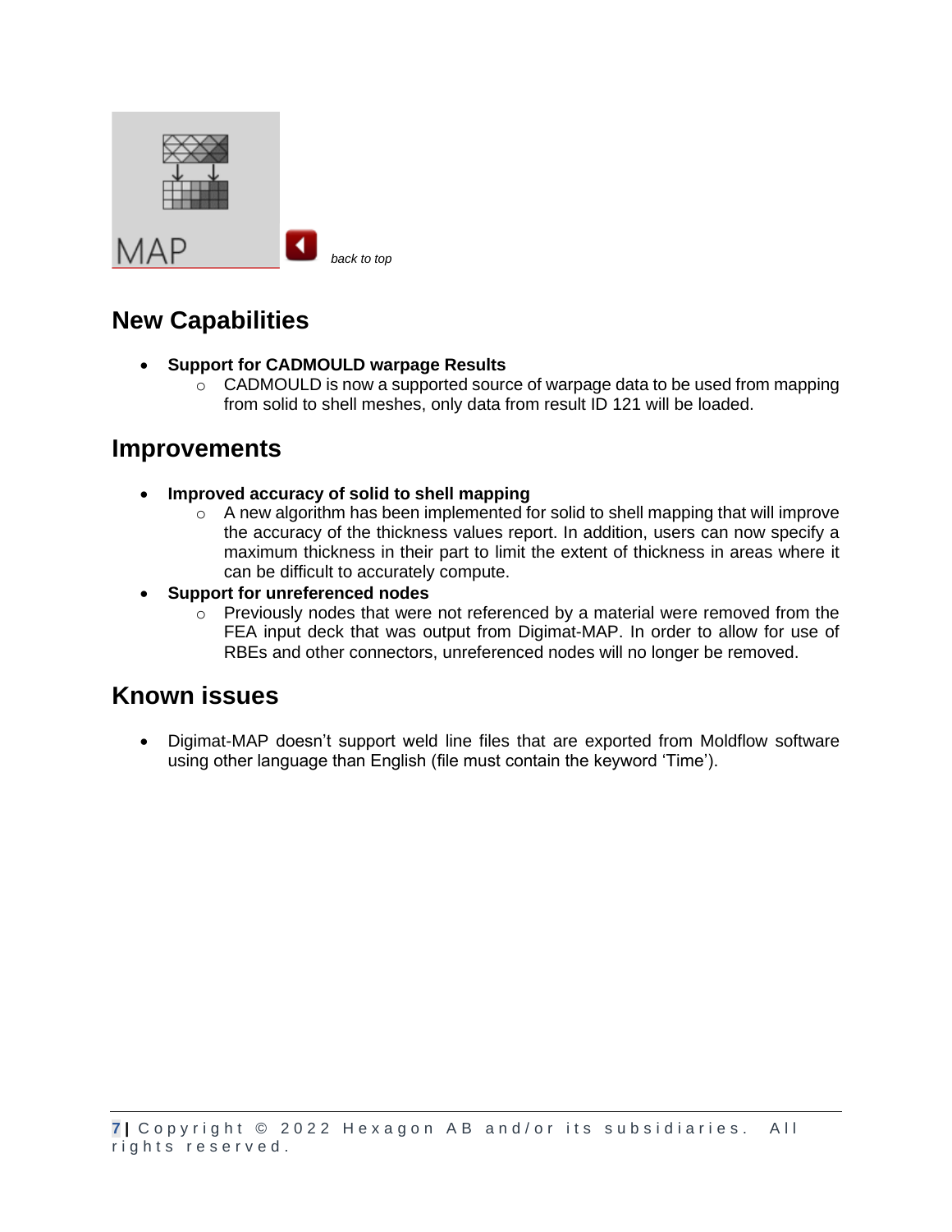MAP

*back to top*

## New Capabilities

- **Support for CADMOULD warpage Results**
  - CADMOULD is now a supported source of warpage data to be used from mapping from solid to shell meshes, only data from result ID 121 will be loaded.

## Improvements

- **Improved accuracy of solid to shell mapping**
  - A new algorithm has been implemented for solid to shell mapping that will improve the accuracy of the thickness values report. In addition, users can now specify a maximum thickness in their part to limit the extent of thickness in areas where it can be difficult to accurately compute.
- **Support for unreferenced nodes**
  - Previously nodes that were not referenced by a material were removed from the FEA input deck that was output from Digimat-MAP. In order to allow for use of RBEs and other connectors, unreferenced nodes will no longer be removed.

## Known issues

- Digimat-MAP doesn't support weld line files that are exported from Moldflow software using other language than English (file must contain the keyword 'Time').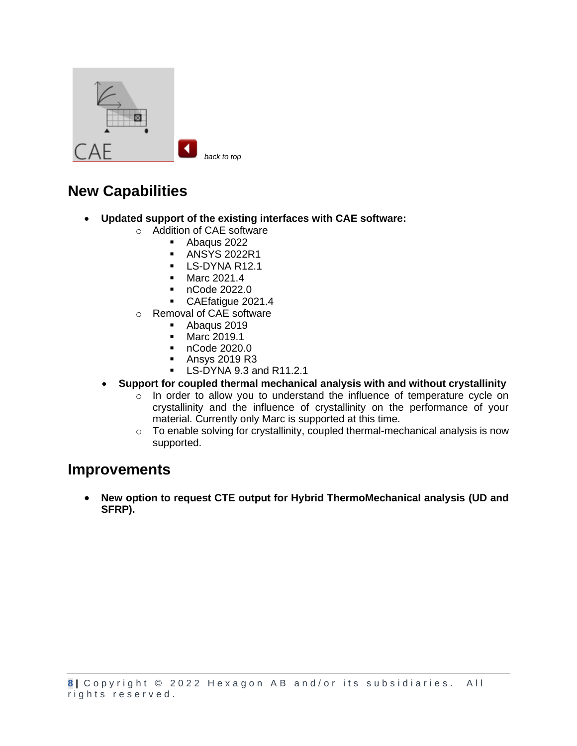CAE

*back to top*

## New Capabilities

- **Updated support of the existing interfaces with CAE software:**
  - Addition of CAE software
    - Abaqus 2022
    - ANSYS 2022R1
    - LS-DYNA R12.1
    - Marc 2021.4
    - nCode 2022.0
    - CAEfatigue 2021.4
  - Removal of CAE software
    - Abaqus 2019
    - Marc 2019.1
    - nCode 2020.0
    - Ansys 2019 R3
    - LS-DYNA 9.3 and R11.2.1
- **Support for coupled thermal mechanical analysis with and without crystallinity**
  - In order to allow you to understand the influence of temperature cycle on crystallinity and the influence of crystallinity on the performance of your material. Currently only Marc is supported at this time.
  - To enable solving for crystallinity, coupled thermal-mechanical analysis is now supported.

## Improvements

- **New option to request CTE output for Hybrid ThermoMechanical analysis (UD and SFRP).**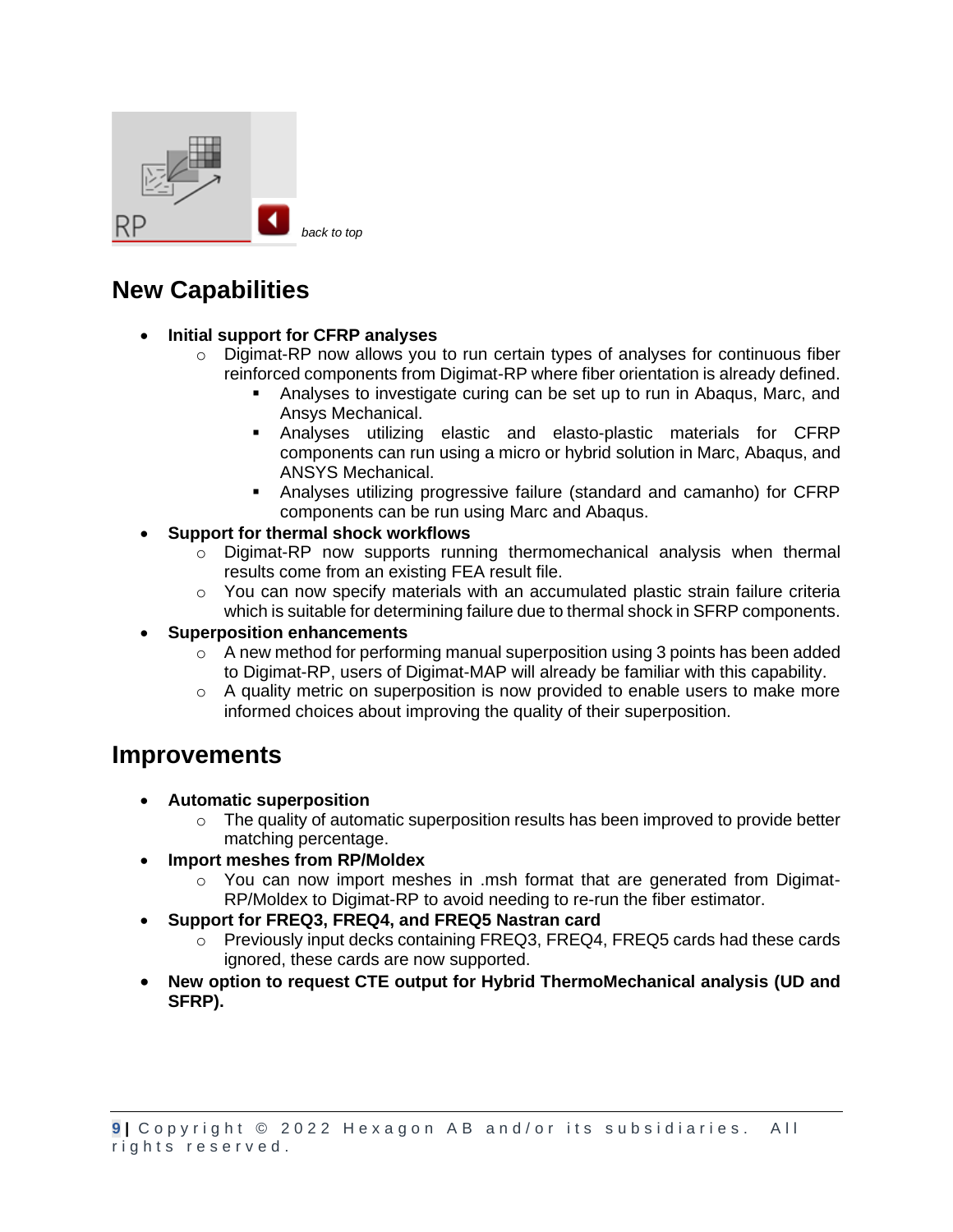back to top

## New Capabilities

- **Initial support for CFRP analyses**
  - Digimat-RP now allows you to run certain types of analyses for continuous fiber reinforced components from Digimat-RP where fiber orientation is already defined.
    - Analyses to investigate curing can be set up to run in Abaqus, Marc, and Ansys Mechanical.
    - Analyses utilizing elastic and elasto-plastic materials for CFRP components can run using a micro or hybrid solution in Marc, Abaqus, and ANSYS Mechanical.
    - Analyses utilizing progressive failure (standard and camanho) for CFRP components can be run using Marc and Abaqus.
- **Support for thermal shock workflows**
  - Digimat-RP now supports running thermomechanical analysis when thermal results come from an existing FEA result file.
  - You can now specify materials with an accumulated plastic strain failure criteria which is suitable for determining failure due to thermal shock in SFRP components.
- **Superposition enhancements**
  - A new method for performing manual superposition using 3 points has been added to Digimat-RP, users of Digimat-MAP will already be familiar with this capability.
  - A quality metric on superposition is now provided to enable users to make more informed choices about improving the quality of their superposition.

## Improvements

- **Automatic superposition**
  - The quality of automatic superposition results has been improved to provide better matching percentage.
- **Import meshes from RP/Moldex**
  - You can now import meshes in .msh format that are generated from Digimat-RP/Moldex to Digimat-RP to avoid needing to re-run the fiber estimator.
- **Support for FREQ3, FREQ4, and FREQ5 Nastran card**
  - Previously input decks containing FREQ3, FREQ4, FREQ5 cards had these cards ignored, these cards are now supported.
- **New option to request CTE output for Hybrid ThermoMechanical analysis (UD and SFRP).**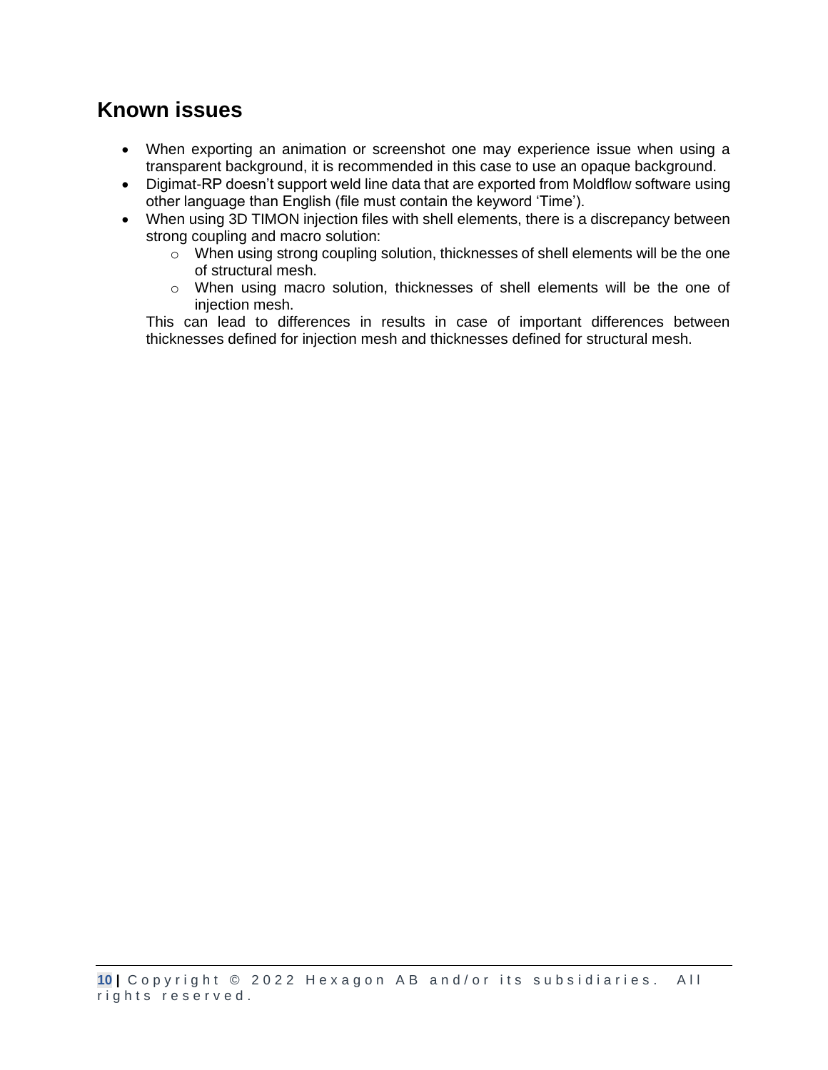## Known issues

- When exporting an animation or screenshot one may experience issue when using a transparent background, it is recommended in this case to use an opaque background.
- Digimat-RP doesn't support weld line data that are exported from Moldflow software using other language than English (file must contain the keyword 'Time').
- When using 3D TIMON injection files with shell elements, there is a discrepancy between strong coupling and macro solution:
  - When using strong coupling solution, thicknesses of shell elements will be the one of structural mesh.
  - When using macro solution, thicknesses of shell elements will be the one of injection mesh.

  This can lead to differences in results in case of important differences between thicknesses defined for injection mesh and thicknesses defined for structural mesh.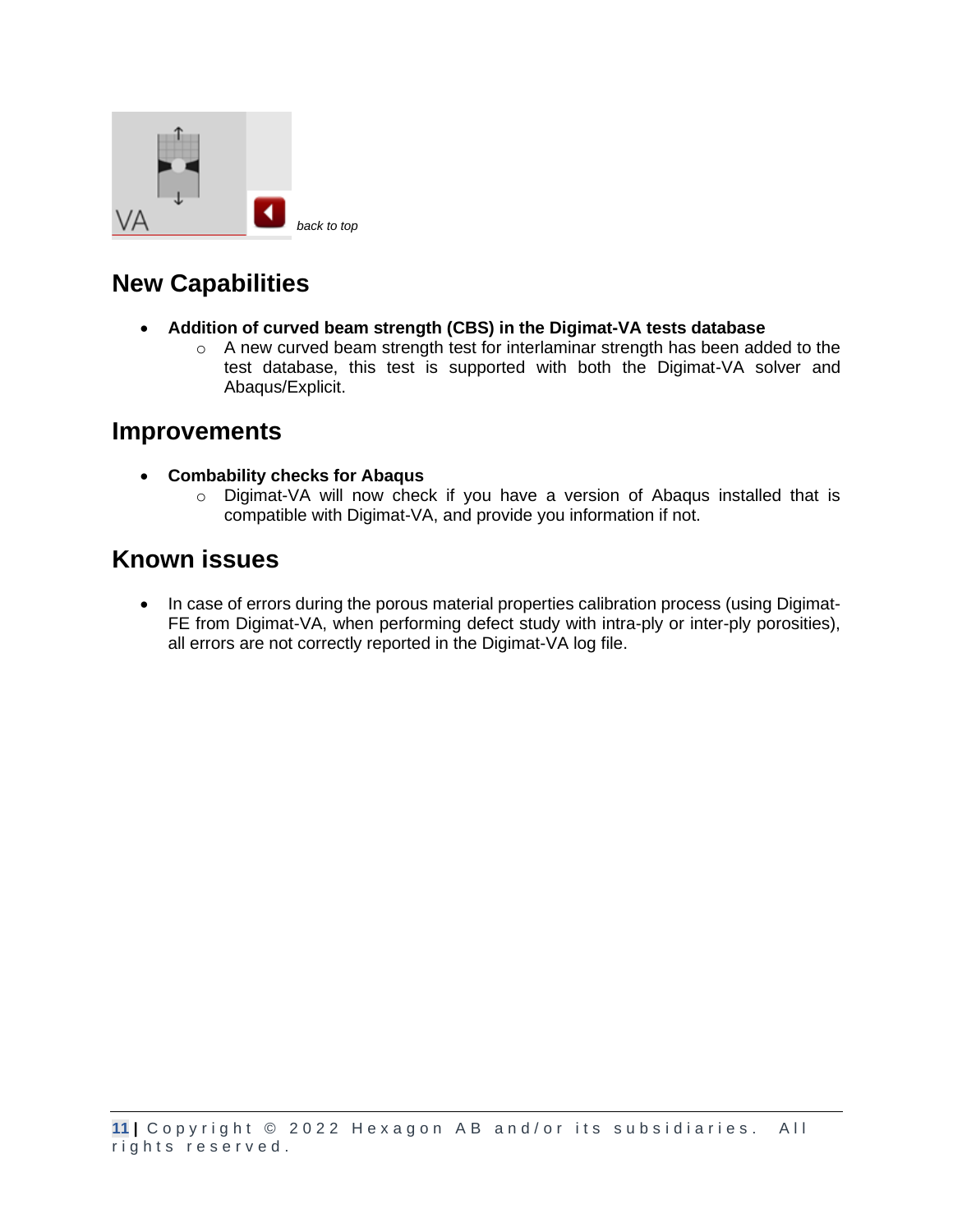VA

*back to top*

## New Capabilities

- **Addition of curved beam strength (CBS) in the Digimat-VA tests database**
    - A new curved beam strength test for interlaminar strength has been added to the test database, this test is supported with both the Digimat-VA solver and Abaqus/Explicit.

## Improvements

- **Combability checks for Abaqus**
    - Digimat-VA will now check if you have a version of Abaqus installed that is compatible with Digimat-VA, and provide you information if not.

## Known issues

- In case of errors during the porous material properties calibration process (using Digimat-FE from Digimat-VA, when performing defect study with intra-ply or inter-ply porosities), all errors are not correctly reported in the Digimat-VA log file.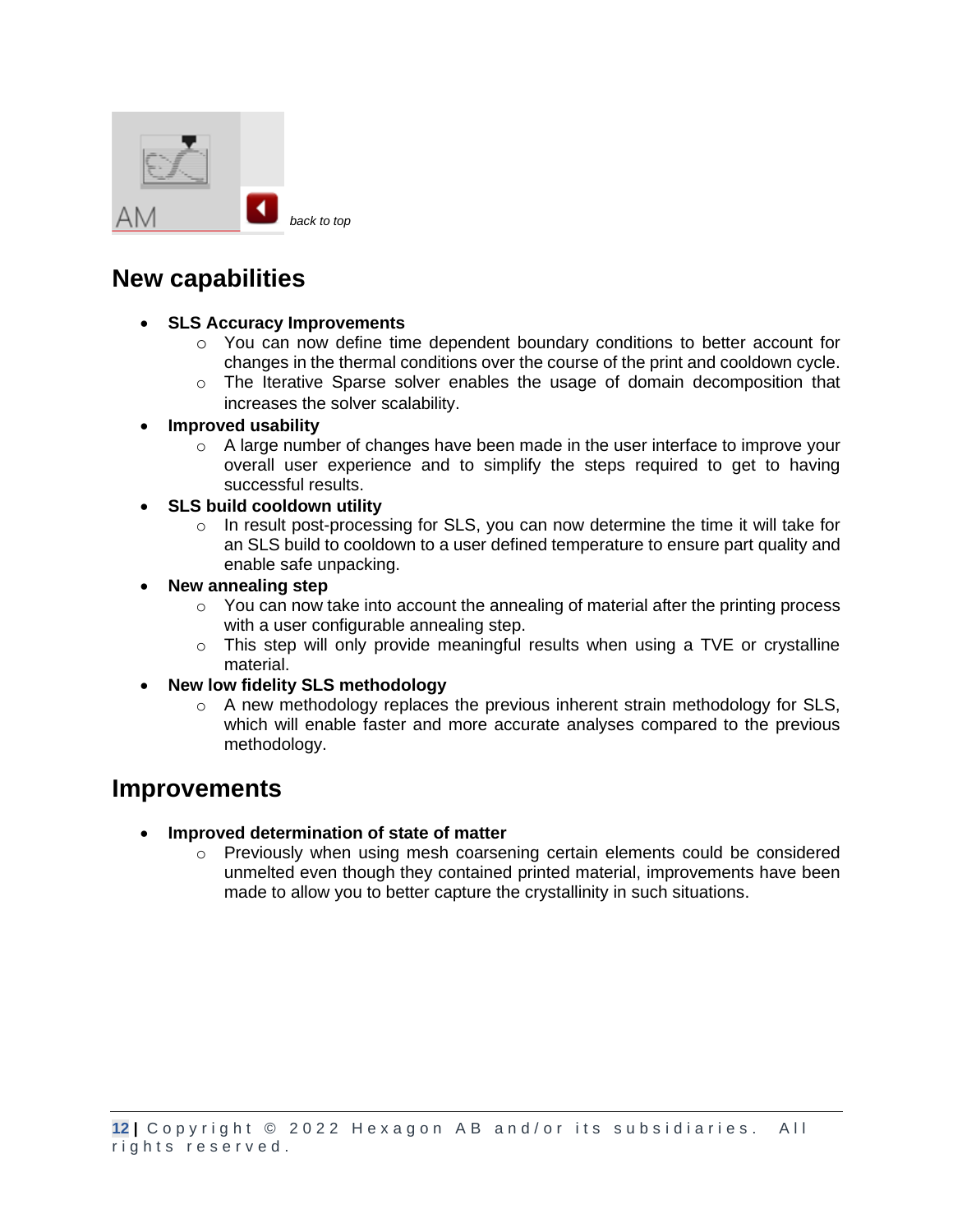AM

*back to top*

## New capabilities

- **SLS Accuracy Improvements**
  - You can now define time dependent boundary conditions to better account for changes in the thermal conditions over the course of the print and cooldown cycle.
  - The Iterative Sparse solver enables the usage of domain decomposition that increases the solver scalability.
- **Improved usability**
  - A large number of changes have been made in the user interface to improve your overall user experience and to simplify the steps required to get to having successful results.
- **SLS build cooldown utility**
  - In result post-processing for SLS, you can now determine the time it will take for an SLS build to cooldown to a user defined temperature to ensure part quality and enable safe unpacking.
- **New annealing step**
  - You can now take into account the annealing of material after the printing process with a user configurable annealing step.
  - This step will only provide meaningful results when using a TVE or crystalline material.
- **New low fidelity SLS methodology**
  - A new methodology replaces the previous inherent strain methodology for SLS, which will enable faster and more accurate analyses compared to the previous methodology.

## Improvements

- **Improved determination of state of matter**
  - Previously when using mesh coarsening certain elements could be considered unmelted even though they contained printed material, improvements have been made to allow you to better capture the crystallinity in such situations.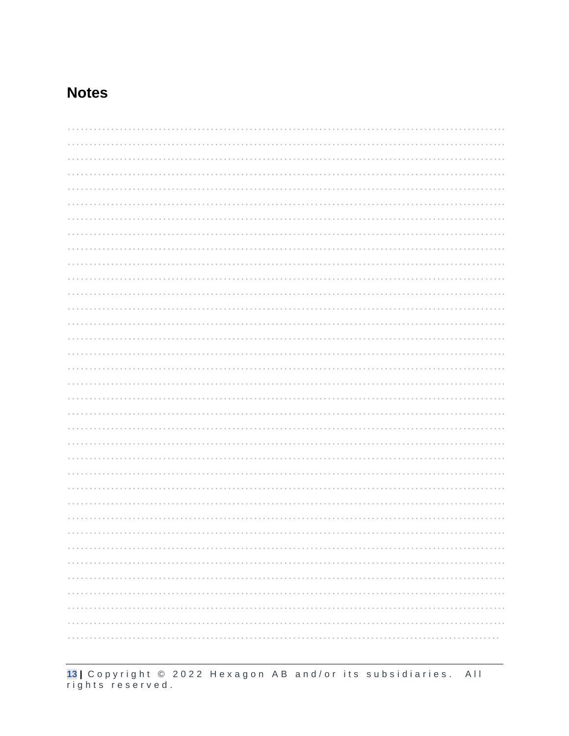## Notes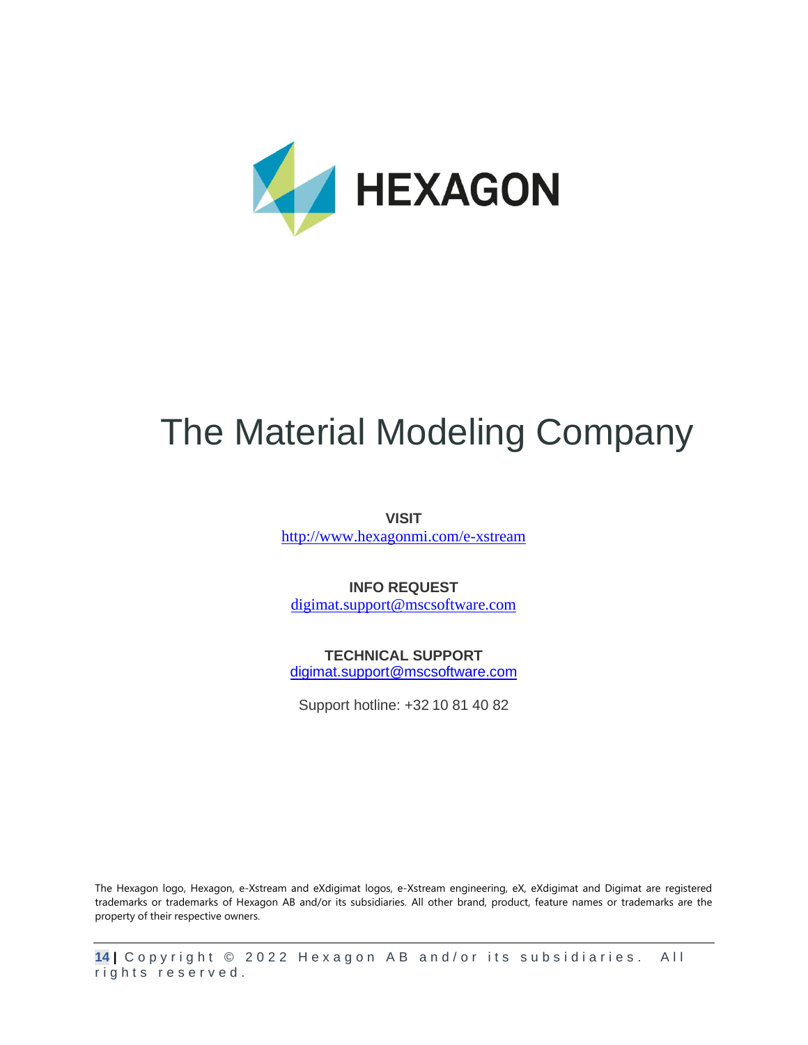HEXAGON

# The Material Modeling Company

**VISIT**
http://www.hexagonmi.com/e-xstream

**INFO REQUEST**
digimat.support@mscsoftware.com

**TECHNICAL SUPPORT**
digimat.support@mscsoftware.com

Support hotline: +32 10 81 40 82

The Hexagon logo, Hexagon, e-Xstream and eXdigimat logos, e-Xstream engineering, eX, eXdigimat and Digimat are registered trademarks or trademarks of Hexagon AB and/or its subsidiaries. All other brand, product, feature names or trademarks are the property of their respective owners.

Copyright © 2022 Hexagon AB and/or its subsidiaries. All rights reserved.